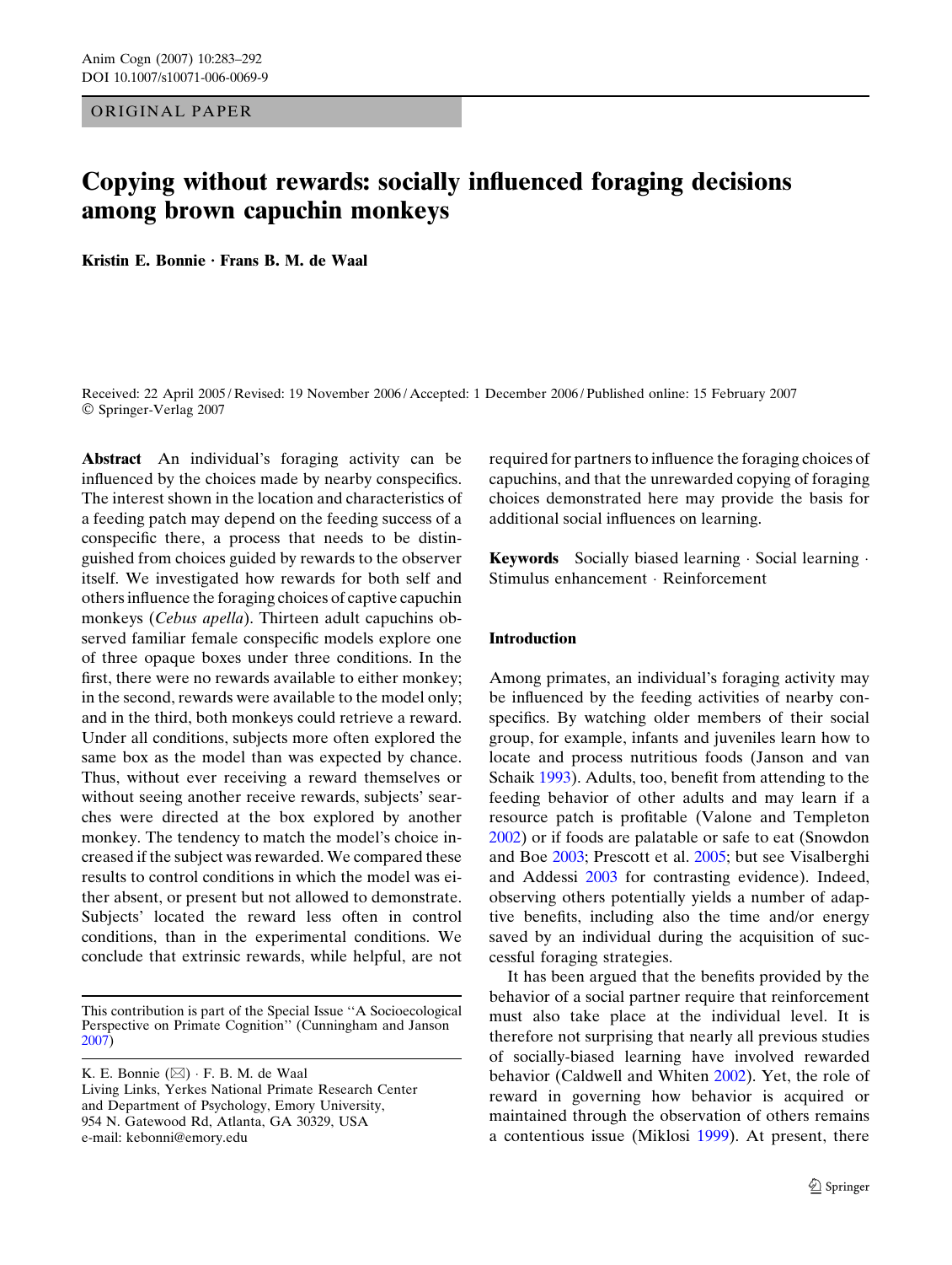ORIGINAL PAPER

# Copying without rewards: socially influenced foraging decisions among brown capuchin monkeys

**Kristin E. Bonnie · Frans B. M. de Waal**

Received: 22 April 2005 / Revised: 19 November 2006 / Accepted: 1 December 2006 / Published online: 15 February 2007
© Springer-Verlag 2007

**Abstract** An individual's foraging activity can be influenced by the choices made by nearby conspecifics. The interest shown in the location and characteristics of a feeding patch may depend on the feeding success of a conspecific there, a process that needs to be distinguished from choices guided by rewards to the observer itself. We investigated how rewards for both self and others influence the foraging choices of captive capuchin monkeys (*Cebus apella*). Thirteen adult capuchins observed familiar female conspecific models explore one of three opaque boxes under three conditions. In the first, there were no rewards available to either monkey; in the second, rewards were available to the model only; and in the third, both monkeys could retrieve a reward. Under all conditions, subjects more often explored the same box as the model than was expected by chance. Thus, without ever receiving a reward themselves or without seeing another receive rewards, subjects' searches were directed at the box explored by another monkey. The tendency to match the model's choice increased if the subject was rewarded. We compared these results to control conditions in which the model was either absent, or present but not allowed to demonstrate. Subjects' located the reward less often in control conditions, than in the experimental conditions. We conclude that extrinsic rewards, while helpful, are not required for partners to influence the foraging choices of capuchins, and that the unrewarded copying of foraging choices demonstrated here may provide the basis for additional social influences on learning.

**Keywords** Socially biased learning · Social learning · Stimulus enhancement · Reinforcement

This contribution is part of the Special Issue "A Socioecological Perspective on Primate Cognition" (Cunningham and Janson 2007)

K. E. Bonnie (✉) · F. B. M. de Waal
Living Links, Yerkes National Primate Research Center and Department of Psychology, Emory University, 954 N. Gatewood Rd, Atlanta, GA 30329, USA
e-mail: kebonni@emory.edu

## Introduction

Among primates, an individual's foraging activity may be influenced by the feeding activities of nearby conspecifics. By watching older members of their social group, for example, infants and juveniles learn how to locate and process nutritious foods (Janson and van Schaik 1993). Adults, too, benefit from attending to the feeding behavior of other adults and may learn if a resource patch is profitable (Valone and Templeton 2002) or if foods are palatable or safe to eat (Snowdon and Boe 2003; Prescott et al. 2005; but see Visalberghi and Addessi 2003 for contrasting evidence). Indeed, observing others potentially yields a number of adaptive benefits, including also the time and/or energy saved by an individual during the acquisition of successful foraging strategies.

It has been argued that the benefits provided by the behavior of a social partner require that reinforcement must also take place at the individual level. It is therefore not surprising that nearly all previous studies of socially-biased learning have involved rewarded behavior (Caldwell and Whiten 2002). Yet, the role of reward in governing how behavior is acquired or maintained through the observation of others remains a contentious issue (Miklosi 1999). At present, there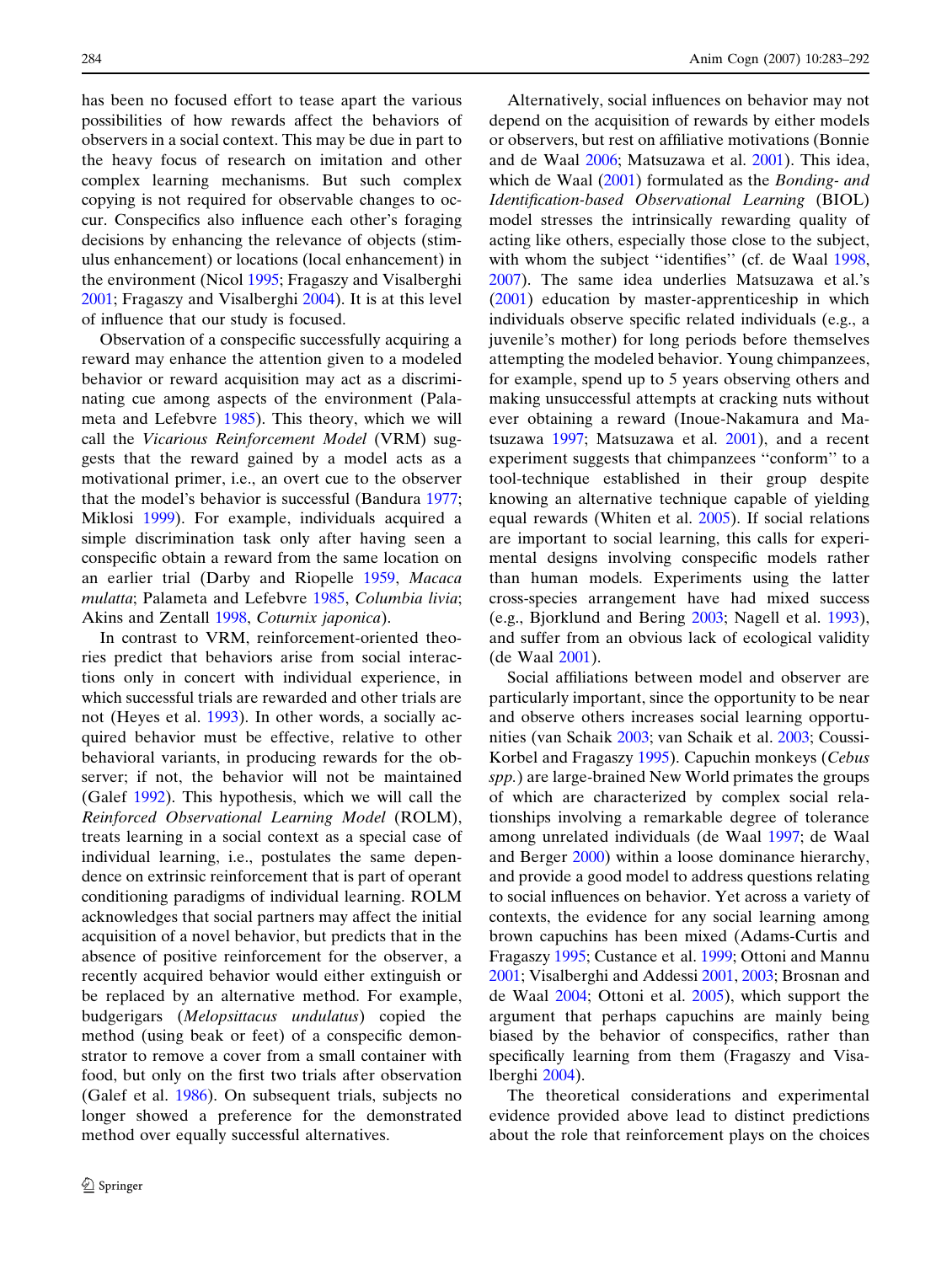has been no focused effort to tease apart the various possibilities of how rewards affect the behaviors of observers in a social context. This may be due in part to the heavy focus of research on imitation and other complex learning mechanisms. But such complex copying is not required for observable changes to occur. Conspecifics also influence each other's foraging decisions by enhancing the relevance of objects (stimulus enhancement) or locations (local enhancement) in the environment (Nicol 1995; Fragaszy and Visalberghi 2001; Fragaszy and Visalberghi 2004). It is at this level of influence that our study is focused.

Observation of a conspecific successfully acquiring a reward may enhance the attention given to a modeled behavior or reward acquisition may act as a discriminating cue among aspects of the environment (Palameta and Lefebvre 1985). This theory, which we will call the *Vicarious Reinforcement Model* (VRM) suggests that the reward gained by a model acts as a motivational primer, i.e., an overt cue to the observer that the model's behavior is successful (Bandura 1977; Miklosi 1999). For example, individuals acquired a simple discrimination task only after having seen a conspecific obtain a reward from the same location on an earlier trial (Darby and Riopelle 1959, *Macaca mulatta*; Palameta and Lefebvre 1985, *Columbia livia*; Akins and Zentall 1998, *Coturnix japonica*).

In contrast to VRM, reinforcement-oriented theories predict that behaviors arise from social interactions only in concert with individual experience, in which successful trials are rewarded and other trials are not (Heyes et al. 1993). In other words, a socially acquired behavior must be effective, relative to other behavioral variants, in producing rewards for the observer; if not, the behavior will not be maintained (Galef 1992). This hypothesis, which we will call the *Reinforced Observational Learning Model* (ROLM), treats learning in a social context as a special case of individual learning, i.e., postulates the same dependence on extrinsic reinforcement that is part of operant conditioning paradigms of individual learning. ROLM acknowledges that social partners may affect the initial acquisition of a novel behavior, but predicts that in the absence of positive reinforcement for the observer, a recently acquired behavior would either extinguish or be replaced by an alternative method. For example, budgerigars (*Melopsittacus undulatus*) copied the method (using beak or feet) of a conspecific demonstrator to remove a cover from a small container with food, but only on the first two trials after observation (Galef et al. 1986). On subsequent trials, subjects no longer showed a preference for the demonstrated method over equally successful alternatives.

Alternatively, social influences on behavior may not depend on the acquisition of rewards by either models or observers, but rest on affiliative motivations (Bonnie and de Waal 2006; Matsuzawa et al. 2001). This idea, which de Waal (2001) formulated as the *Bonding- and Identification-based Observational Learning* (BIOL) model stresses the intrinsically rewarding quality of acting like others, especially those close to the subject, with whom the subject "identifies" (cf. de Waal 1998, 2007). The same idea underlies Matsuzawa et al.'s (2001) education by master-apprenticeship in which individuals observe specific related individuals (e.g., a juvenile's mother) for long periods before themselves attempting the modeled behavior. Young chimpanzees, for example, spend up to 5 years observing others and making unsuccessful attempts at cracking nuts without ever obtaining a reward (Inoue-Nakamura and Matsuzawa 1997; Matsuzawa et al. 2001), and a recent experiment suggests that chimpanzees "conform" to a tool-technique established in their group despite knowing an alternative technique capable of yielding equal rewards (Whiten et al. 2005). If social relations are important to social learning, this calls for experimental designs involving conspecific models rather than human models. Experiments using the latter cross-species arrangement have had mixed success (e.g., Bjorklund and Bering 2003; Nagell et al. 1993), and suffer from an obvious lack of ecological validity (de Waal 2001).

Social affiliations between model and observer are particularly important, since the opportunity to be near and observe others increases social learning opportunities (van Schaik 2003; van Schaik et al. 2003; Coussi-Korbel and Fragaszy 1995). Capuchin monkeys (*Cebus spp.*) are large-brained New World primates the groups of which are characterized by complex social relationships involving a remarkable degree of tolerance among unrelated individuals (de Waal 1997; de Waal and Berger 2000) within a loose dominance hierarchy, and provide a good model to address questions relating to social influences on behavior. Yet across a variety of contexts, the evidence for any social learning among brown capuchins has been mixed (Adams-Curtis and Fragaszy 1995; Custance et al. 1999; Ottoni and Mannu 2001; Visalberghi and Addessi 2001, 2003; Brosnan and de Waal 2004; Ottoni et al. 2005), which support the argument that perhaps capuchins are mainly being biased by the behavior of conspecifics, rather than specifically learning from them (Fragaszy and Visalberghi 2004).

The theoretical considerations and experimental evidence provided above lead to distinct predictions about the role that reinforcement plays on the choices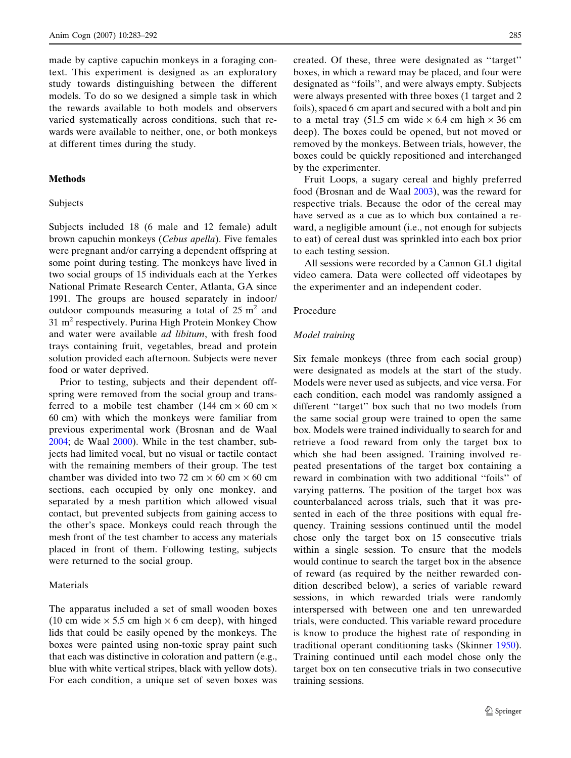made by captive capuchin monkeys in a foraging context. This experiment is designed as an exploratory study towards distinguishing between the different models. To do so we designed a simple task in which the rewards available to both models and observers varied systematically across conditions, such that rewards were available to neither, one, or both monkeys at different times during the study.

## Methods

### Subjects

Subjects included 18 (6 male and 12 female) adult brown capuchin monkeys (*Cebus apella*). Five females were pregnant and/or carrying a dependent offspring at some point during testing. The monkeys have lived in two social groups of 15 individuals each at the Yerkes National Primate Research Center, Atlanta, GA since 1991. The groups are housed separately in indoor/outdoor compounds measuring a total of 25 $m^2$ and 31 $m^2$ respectively. Purina High Protein Monkey Chow and water were available *ad libitum*, with fresh food trays containing fruit, vegetables, bread and protein solution provided each afternoon. Subjects were never food or water deprived.

Prior to testing, subjects and their dependent offspring were removed from the social group and transferred to a mobile test chamber (144 cm × 60 cm × 60 cm) with which the monkeys were familiar from previous experimental work (Brosnan and de Waal 2004; de Waal 2000). While in the test chamber, subjects had limited vocal, but no visual or tactile contact with the remaining members of their group. The test chamber was divided into two 72 cm × 60 cm × 60 cm sections, each occupied by only one monkey, and separated by a mesh partition which allowed visual contact, but prevented subjects from gaining access to the other's space. Monkeys could reach through the mesh front of the test chamber to access any materials placed in front of them. Following testing, subjects were returned to the social group.

### Materials

The apparatus included a set of small wooden boxes (10 cm wide × 5.5 cm high × 6 cm deep), with hinged lids that could be easily opened by the monkeys. The boxes were painted using non-toxic spray paint such that each was distinctive in coloration and pattern (e.g., blue with white vertical stripes, black with yellow dots). For each condition, a unique set of seven boxes was created. Of these, three were designated as "target" boxes, in which a reward may be placed, and four were designated as "foils", and were always empty. Subjects were always presented with three boxes (1 target and 2 foils), spaced 6 cm apart and secured with a bolt and pin to a metal tray (51.5 cm wide × 6.4 cm high × 36 cm deep). The boxes could be opened, but not moved or removed by the monkeys. Between trials, however, the boxes could be quickly repositioned and interchanged by the experimenter.

Fruit Loops, a sugary cereal and highly preferred food (Brosnan and de Waal 2003), was the reward for respective trials. Because the odor of the cereal may have served as a cue as to which box contained a reward, a negligible amount (i.e., not enough for subjects to eat) of cereal dust was sprinkled into each box prior to each testing session.

All sessions were recorded by a Cannon GL1 digital video camera. Data were collected off videotapes by the experimenter and an independent coder.

### Procedure

#### *Model training*

Six female monkeys (three from each social group) were designated as models at the start of the study. Models were never used as subjects, and vice versa. For each condition, each model was randomly assigned a different "target" box such that no two models from the same social group were trained to open the same box. Models were trained individually to search for and retrieve a food reward from only the target box to which she had been assigned. Training involved repeated presentations of the target box containing a reward in combination with two additional "foils" of varying patterns. The position of the target box was counterbalanced across trials, such that it was presented in each of the three positions with equal frequency. Training sessions continued until the model chose only the target box on 15 consecutive trials within a single session. To ensure that the models would continue to search the target box in the absence of reward (as required by the neither rewarded condition described below), a series of variable reward sessions, in which rewarded trials were randomly interspersed with between one and ten unrewarded trials, were conducted. This variable reward procedure is know to produce the highest rate of responding in traditional operant conditioning tasks (Skinner 1950). Training continued until each model chose only the target box on ten consecutive trials in two consecutive training sessions.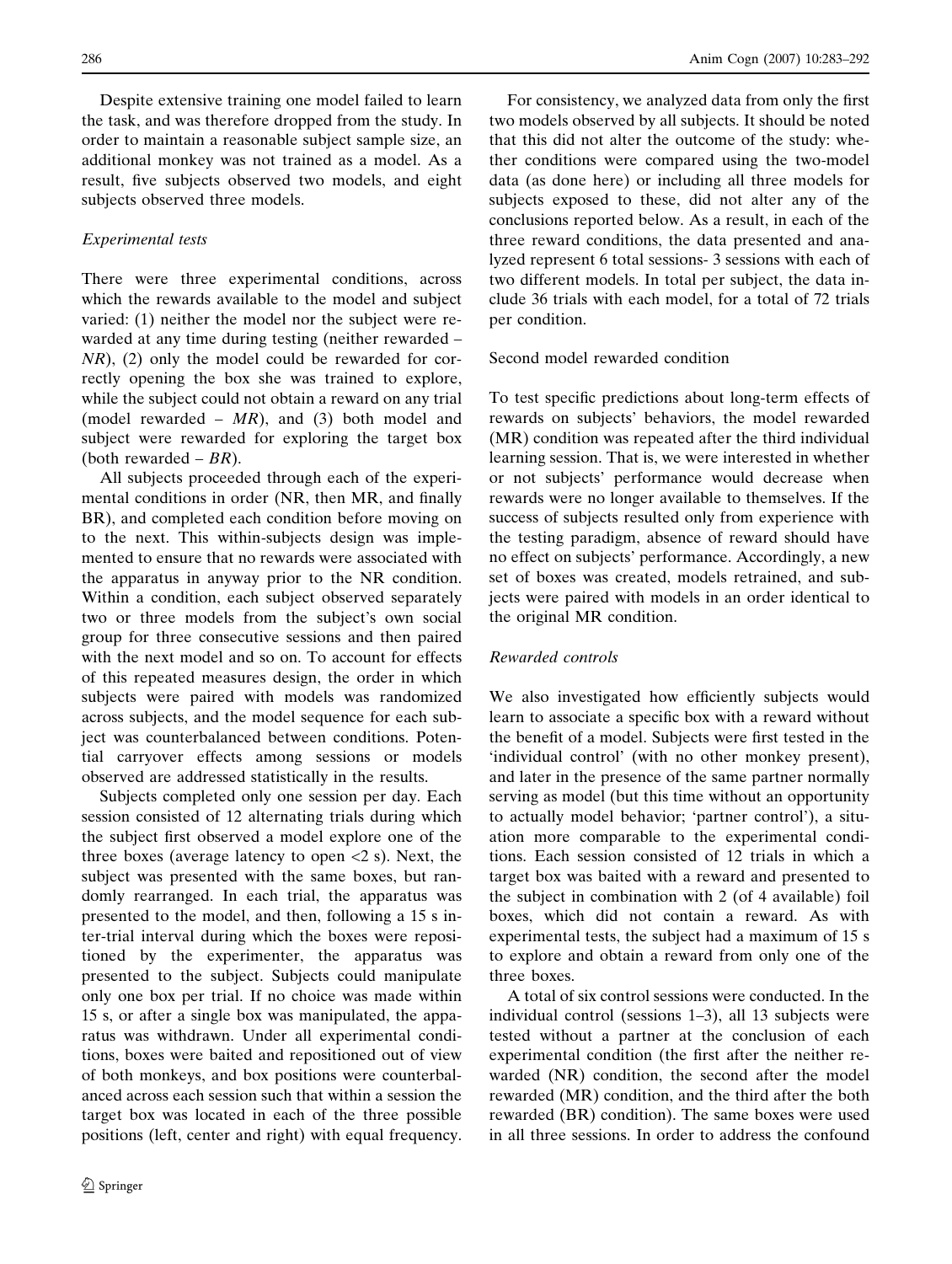Despite extensive training one model failed to learn the task, and was therefore dropped from the study. In order to maintain a reasonable subject sample size, an additional monkey was not trained as a model. As a result, five subjects observed two models, and eight subjects observed three models.

*Experimental tests*

There were three experimental conditions, across which the rewards available to the model and subject varied: (1) neither the model nor the subject were rewarded at any time during testing (neither rewarded – *NR*), (2) only the model could be rewarded for correctly opening the box she was trained to explore, while the subject could not obtain a reward on any trial (model rewarded – *MR*), and (3) both model and subject were rewarded for exploring the target box (both rewarded – *BR*).

All subjects proceeded through each of the experimental conditions in order (NR, then MR, and finally BR), and completed each condition before moving on to the next. This within-subjects design was implemented to ensure that no rewards were associated with the apparatus in anyway prior to the NR condition. Within a condition, each subject observed separately two or three models from the subject's own social group for three consecutive sessions and then paired with the next model and so on. To account for effects of this repeated measures design, the order in which subjects were paired with models was randomized across subjects, and the model sequence for each subject was counterbalanced between conditions. Potential carryover effects among sessions or models observed are addressed statistically in the results.

Subjects completed only one session per day. Each session consisted of 12 alternating trials during which the subject first observed a model explore one of the three boxes (average latency to open <2 s). Next, the subject was presented with the same boxes, but randomly rearranged. In each trial, the apparatus was presented to the model, and then, following a 15 s inter-trial interval during which the boxes were repositioned by the experimenter, the apparatus was presented to the subject. Subjects could manipulate only one box per trial. If no choice was made within 15 s, or after a single box was manipulated, the apparatus was withdrawn. Under all experimental conditions, boxes were baited and repositioned out of view of both monkeys, and box positions were counterbalanced across each session such that within a session the target box was located in each of the three possible positions (left, center and right) with equal frequency.

For consistency, we analyzed data from only the first two models observed by all subjects. It should be noted that this did not alter the outcome of the study: whether conditions were compared using the two-model data (as done here) or including all three models for subjects exposed to these, did not alter any of the conclusions reported below. As a result, in each of the three reward conditions, the data presented and analyzed represent 6 total sessions- 3 sessions with each of two different models. In total per subject, the data include 36 trials with each model, for a total of 72 trials per condition.

Second model rewarded condition

To test specific predictions about long-term effects of rewards on subjects' behaviors, the model rewarded (MR) condition was repeated after the third individual learning session. That is, we were interested in whether or not subjects' performance would decrease when rewards were no longer available to themselves. If the success of subjects resulted only from experience with the testing paradigm, absence of reward should have no effect on subjects' performance. Accordingly, a new set of boxes was created, models retrained, and subjects were paired with models in an order identical to the original MR condition.

*Rewarded controls*

We also investigated how efficiently subjects would learn to associate a specific box with a reward without the benefit of a model. Subjects were first tested in the 'individual control' (with no other monkey present), and later in the presence of the same partner normally serving as model (but this time without an opportunity to actually model behavior; 'partner control'), a situation more comparable to the experimental conditions. Each session consisted of 12 trials in which a target box was baited with a reward and presented to the subject in combination with 2 (of 4 available) foil boxes, which did not contain a reward. As with experimental tests, the subject had a maximum of 15 s to explore and obtain a reward from only one of the three boxes.

A total of six control sessions were conducted. In the individual control (sessions 1–3), all 13 subjects were tested without a partner at the conclusion of each experimental condition (the first after the neither rewarded (NR) condition, the second after the model rewarded (MR) condition, and the third after the both rewarded (BR) condition). The same boxes were used in all three sessions. In order to address the confound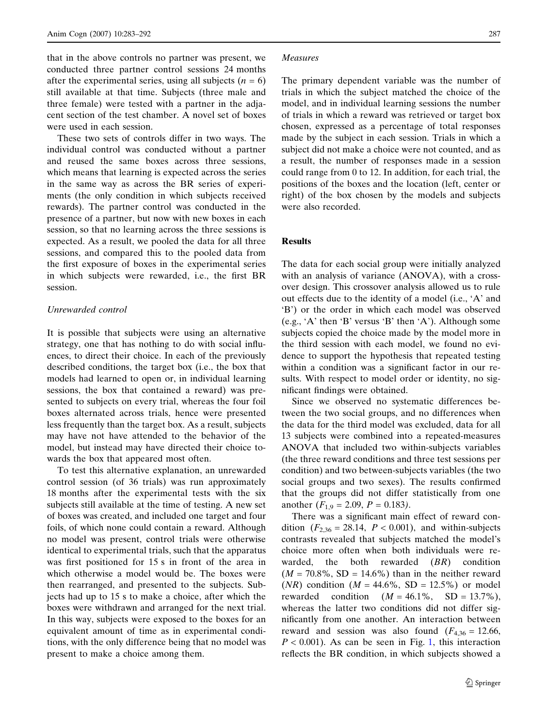that in the above controls no partner was present, we conducted three partner control sessions 24 months after the experimental series, using all subjects ($n = 6$) still available at that time. Subjects (three male and three female) were tested with a partner in the adjacent section of the test chamber. A novel set of boxes were used in each session.

These two sets of controls differ in two ways. The individual control was conducted without a partner and reused the same boxes across three sessions, which means that learning is expected across the series in the same way as across the BR series of experiments (the only condition in which subjects received rewards). The partner control was conducted in the presence of a partner, but now with new boxes in each session, so that no learning across the three sessions is expected. As a result, we pooled the data for all three sessions, and compared this to the pooled data from the first exposure of boxes in the experimental series in which subjects were rewarded, i.e., the first BR session.

*Unrewarded control*

It is possible that subjects were using an alternative strategy, one that has nothing to do with social influences, to direct their choice. In each of the previously described conditions, the target box (i.e., the box that models had learned to open or, in individual learning sessions, the box that contained a reward) was presented to subjects on every trial, whereas the four foil boxes alternated across trials, hence were presented less frequently than the target box. As a result, subjects may have not have attended to the behavior of the model, but instead may have directed their choice towards the box that appeared most often.

To test this alternative explanation, an unrewarded control session (of 36 trials) was run approximately 18 months after the experimental tests with the six subjects still available at the time of testing. A new set of boxes was created, and included one target and four foils, of which none could contain a reward. Although no model was present, control trials were otherwise identical to experimental trials, such that the apparatus was first positioned for 15 s in front of the area in which otherwise a model would be. The boxes were then rearranged, and presented to the subjects. Subjects had up to 15 s to make a choice, after which the boxes were withdrawn and arranged for the next trial. In this way, subjects were exposed to the boxes for an equivalent amount of time as in experimental conditions, with the only difference being that no model was present to make a choice among them.

*Measures*

The primary dependent variable was the number of trials in which the subject matched the choice of the model, and in individual learning sessions the number of trials in which a reward was retrieved or target box chosen, expressed as a percentage of total responses made by the subject in each session. Trials in which a subject did not make a choice were not counted, and as a result, the number of responses made in a session could range from 0 to 12. In addition, for each trial, the positions of the boxes and the location (left, center or right) of the box chosen by the models and subjects were also recorded.

## Results

The data for each social group were initially analyzed with an analysis of variance (ANOVA), with a crossover design. This crossover analysis allowed us to rule out effects due to the identity of a model (i.e., 'A' and 'B') or the order in which each model was observed (e.g., 'A' then 'B' versus 'B' then 'A'). Although some subjects copied the choice made by the model more in the third session with each model, we found no evidence to support the hypothesis that repeated testing within a condition was a significant factor in our results. With respect to model order or identity, no significant findings were obtained.

Since we observed no systematic differences between the two social groups, and no differences when the data for the third model was excluded, data for all 13 subjects were combined into a repeated-measures ANOVA that included two within-subjects variables (the three reward conditions and three test sessions per condition) and two between-subjects variables (the two social groups and two sexes). The results confirmed that the groups did not differ statistically from one another ($F_{1,9} = 2.09$, $P = 0.183$).

There was a significant main effect of reward condition ($F_{2,36} = 28.14$, $P < 0.001$), and within-subjects contrasts revealed that subjects matched the model's choice more often when both individuals were rewarded, the both rewarded (*BR*) condition ($M = 70.8\%$, $SD = 14.6\%$) than in the neither reward (*NR*) condition ($M = 44.6\%$, $SD = 12.5\%$) or model rewarded condition ($M = 46.1\%$, $SD = 13.7\%$), whereas the latter two conditions did not differ significantly from one another. An interaction between reward and session was also found ($F_{4,36} = 12.66$, $P < 0.001$). As can be seen in Fig. 1, this interaction reflects the BR condition, in which subjects showed a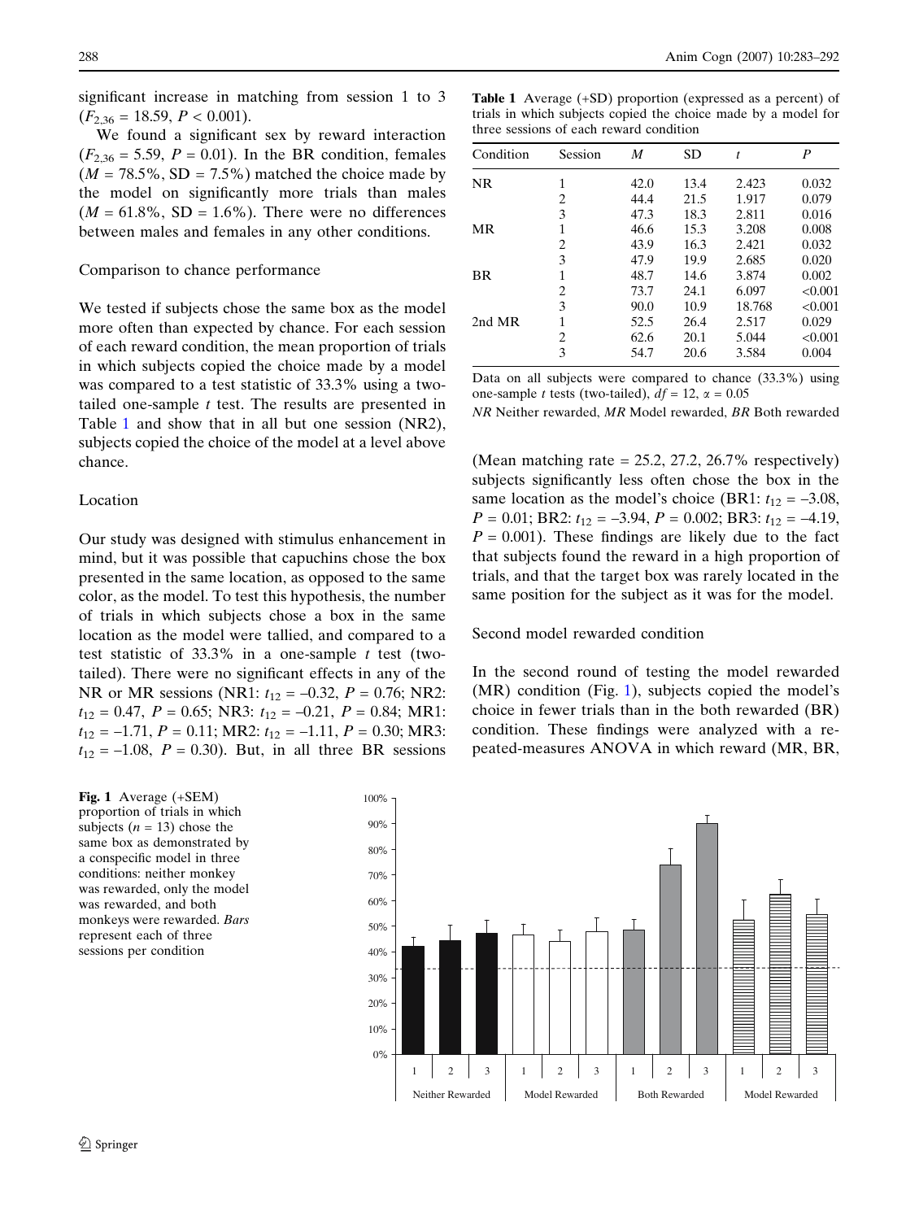significant increase in matching from session 1 to 3 ($F_{2,36} = 18.59$, $P < 0.001$).

We found a significant sex by reward interaction ($F_{2,36} = 5.59$, $P = 0.01$). In the BR condition, females ($M = 78.5\%$, SD = 7.5%) matched the choice made by the model on significantly more trials than males ($M = 61.8\%$, SD = 1.6%). There were no differences between males and females in any other conditions.

### Comparison to chance performance

We tested if subjects chose the same box as the model more often than expected by chance. For each session of each reward condition, the mean proportion of trials in which subjects copied the choice made by a model was compared to a test statistic of 33.3% using a two-tailed one-sample $t$ test. The results are presented in Table 1 and show that in all but one session (NR2), subjects copied the choice of the model at a level above chance.

### Location

Our study was designed with stimulus enhancement in mind, but it was possible that capuchins chose the box presented in the same location, as opposed to the same color, as the model. To test this hypothesis, the number of trials in which subjects chose a box in the same location as the model were tallied, and compared to a test statistic of 33.3% in a one-sample $t$ test (two-tailed). There were no significant effects in any of the NR or MR sessions (NR1: $t_{12} = -0.32$, $P = 0.76$; NR2: $t_{12} = 0.47$, $P = 0.65$; NR3: $t_{12} = -0.21$, $P = 0.84$; MR1: $t_{12} = -1.71$, $P = 0.11$; MR2: $t_{12} = -1.11$, $P = 0.30$; MR3: $t_{12} = -1.08$, $P = 0.30$). But, in all three BR sessions (Mean matching rate = 25.2, 27.2, 26.7% respectively) subjects significantly less often chose the box in the same location as the model's choice (BR1: $t_{12} = -3.08$, $P = 0.01$; BR2: $t_{12} = -3.94$, $P = 0.002$; BR3: $t_{12} = -4.19$, $P = 0.001$). These findings are likely due to the fact that subjects found the reward in a high proportion of trials, and that the target box was rarely located in the same position for the subject as it was for the model.

### Second model rewarded condition

In the second round of testing the model rewarded (MR) condition (Fig. 1), subjects copied the model's choice in fewer trials than in the both rewarded (BR) condition. These findings were analyzed with a repeated-measures ANOVA in which reward (MR, BR,

**Table 1** Average (+SD) proportion (expressed as a percent) of trials in which subjects copied the choice made by a model for three sessions of each reward condition

| Condition | Session | $M$ | SD | $t$ | $P$ |
|---|---|---|---|---|---|
| NR | 1 | 42.0 | 13.4 | 2.423 | 0.032 |
| | 2 | 44.4 | 21.5 | 1.917 | 0.079 |
| | 3 | 47.3 | 18.3 | 2.811 | 0.016 |
| MR | 1 | 46.6 | 15.3 | 3.208 | 0.008 |
| | 2 | 43.9 | 16.3 | 2.421 | 0.032 |
| | 3 | 47.9 | 19.9 | 2.685 | 0.020 |
| BR | 1 | 48.7 | 14.6 | 3.874 | 0.002 |
| | 2 | 73.7 | 24.1 | 6.097 | <0.001 |
| | 3 | 90.0 | 10.9 | 18.768 | <0.001 |
| 2nd MR | 1 | 52.5 | 26.4 | 2.517 | 0.029 |
| | 2 | 62.6 | 20.1 | 5.044 | <0.001 |
| | 3 | 54.7 | 20.6 | 3.584 | 0.004 |

Data on all subjects were compared to chance (33.3%) using one-sample $t$ tests (two-tailed), $df = 12$, $\alpha = 0.05$

*NR* Neither rewarded, *MR* Model rewarded, *BR* Both rewarded

**Fig. 1** Average (+SEM) proportion of trials in which subjects ($n = 13$) chose the same box as demonstrated by a conspecific model in three conditions: neither monkey was rewarded, only the model was rewarded, and both monkeys were rewarded. *Bars* represent each of three sessions per condition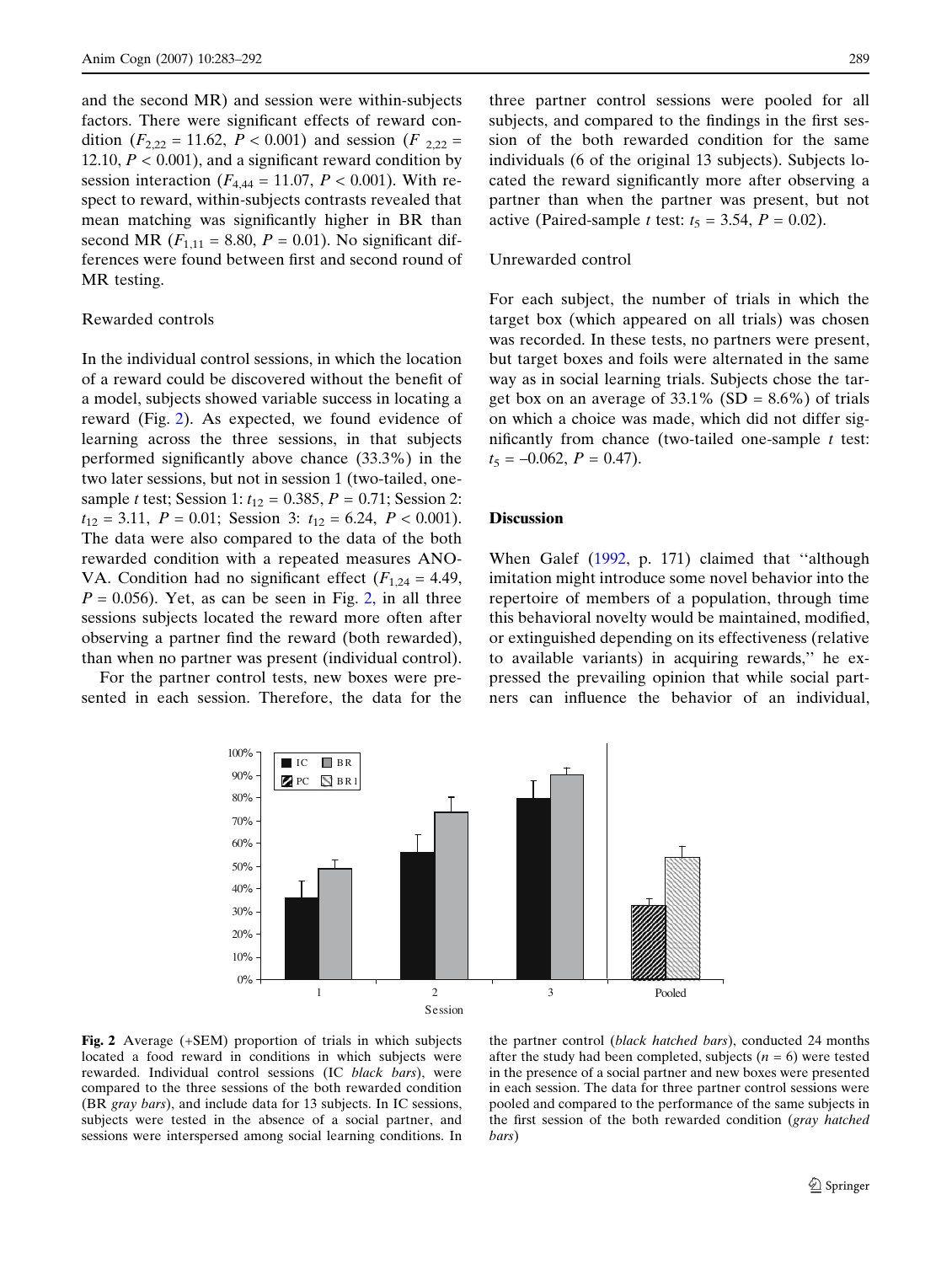and the second MR) and session were within-subjects factors. There were significant effects of reward condition ($F_{2,22}$ = 11.62, $P < 0.001$) and session ($F_{2,22}$ = 12.10, $P < 0.001$), and a significant reward condition by session interaction ($F_{4,44}$ = 11.07, $P < 0.001$). With respect to reward, within-subjects contrasts revealed that mean matching was significantly higher in BR than second MR ($F_{1,11}$ = 8.80, $P$ = 0.01). No significant differences were found between first and second round of MR testing.

### Rewarded controls

In the individual control sessions, in which the location of a reward could be discovered without the benefit of a model, subjects showed variable success in locating a reward (Fig. 2). As expected, we found evidence of learning across the three sessions, in that subjects performed significantly above chance (33.3%) in the two later sessions, but not in session 1 (two-tailed, one-sample *t* test; Session 1: $t_{12}$ = 0.385, $P$ = 0.71; Session 2: $t_{12}$ = 3.11, $P$ = 0.01; Session 3: $t_{12}$ = 6.24, $P < 0.001$). The data were also compared to the data of the both rewarded condition with a repeated measures ANOVA. Condition had no significant effect ($F_{1,24}$ = 4.49, $P$ = 0.056). Yet, as can be seen in Fig. 2, in all three sessions subjects located the reward more often after observing a partner find the reward (both rewarded), than when no partner was present (individual control).

For the partner control tests, new boxes were presented in each session. Therefore, the data for the three partner control sessions were pooled for all subjects, and compared to the findings in the first session of the both rewarded condition for the same individuals (6 of the original 13 subjects). Subjects located the reward significantly more after observing a partner than when the partner was present, but not active (Paired-sample *t* test: $t_5$ = 3.54, $P$ = 0.02).

### Unrewarded control

For each subject, the number of trials in which the target box (which appeared on all trials) was chosen was recorded. In these tests, no partners were present, but target boxes and foils were alternated in the same way as in social learning trials. Subjects chose the target box on an average of 33.1% (SD = 8.6%) of trials on which a choice was made, which did not differ significantly from chance (two-tailed one-sample *t* test: $t_5$ = –0.062, $P$ = 0.47).

## Discussion

When Galef (1992, p. 171) claimed that "although imitation might introduce some novel behavior into the repertoire of members of a population, through time this behavioral novelty would be maintained, modified, or extinguished depending on its effectiveness (relative to available variants) in acquiring rewards," he expressed the prevailing opinion that while social partners can influence the behavior of an individual,

**Fig. 2** Average (+SEM) proportion of trials in which subjects located a food reward in conditions in which subjects were rewarded. Individual control sessions (IC *black bars*), were compared to the three sessions of the both rewarded condition (BR *gray bars*), and include data for 13 subjects. In IC sessions, subjects were tested in the absence of a social partner, and sessions were interspersed among social learning conditions. In the partner control (*black hatched bars*), conducted 24 months after the study had been completed, subjects ($n$ = 6) were tested in the presence of a social partner and new boxes were presented in each session. The data for three partner control sessions were pooled and compared to the performance of the same subjects in the first session of the both rewarded condition (*gray hatched bars*)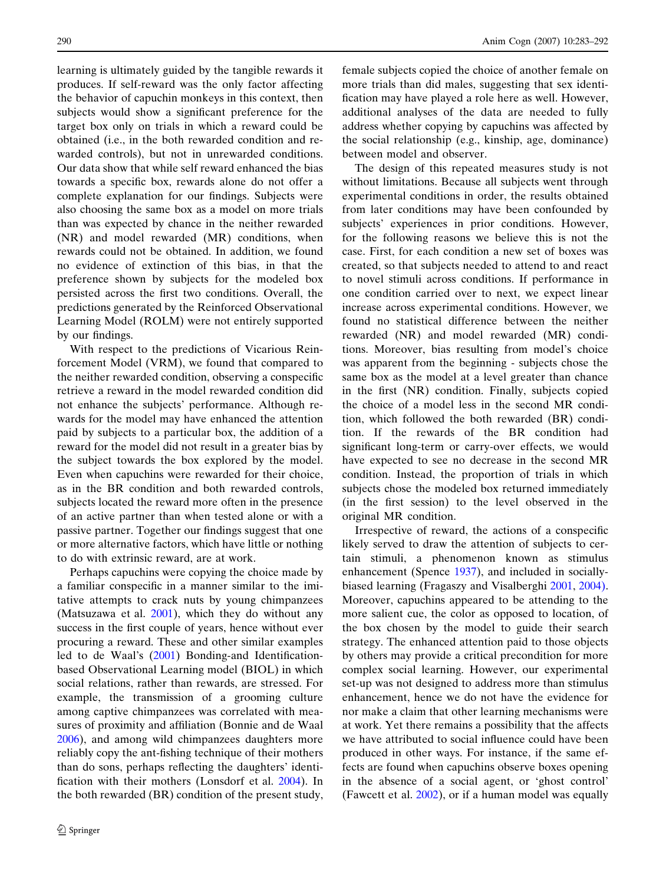learning is ultimately guided by the tangible rewards it produces. If self-reward was the only factor affecting the behavior of capuchin monkeys in this context, then subjects would show a significant preference for the target box only on trials in which a reward could be obtained (i.e., in the both rewarded condition and rewarded controls), but not in unrewarded conditions. Our data show that while self reward enhanced the bias towards a specific box, rewards alone do not offer a complete explanation for our findings. Subjects were also choosing the same box as a model on more trials than was expected by chance in the neither rewarded (NR) and model rewarded (MR) conditions, when rewards could not be obtained. In addition, we found no evidence of extinction of this bias, in that the preference shown by subjects for the modeled box persisted across the first two conditions. Overall, the predictions generated by the Reinforced Observational Learning Model (ROLM) were not entirely supported by our findings.

With respect to the predictions of Vicarious Reinforcement Model (VRM), we found that compared to the neither rewarded condition, observing a conspecific retrieve a reward in the model rewarded condition did not enhance the subjects' performance. Although rewards for the model may have enhanced the attention paid by subjects to a particular box, the addition of a reward for the model did not result in a greater bias by the subject towards the box explored by the model. Even when capuchins were rewarded for their choice, as in the BR condition and both rewarded controls, subjects located the reward more often in the presence of an active partner than when tested alone or with a passive partner. Together our findings suggest that one or more alternative factors, which have little or nothing to do with extrinsic reward, are at work.

Perhaps capuchins were copying the choice made by a familiar conspecific in a manner similar to the imitative attempts to crack nuts by young chimpanzees (Matsuzawa et al. 2001), which they do without any success in the first couple of years, hence without ever procuring a reward. These and other similar examples led to de Waal's (2001) Bonding-and Identification-based Observational Learning model (BIOL) in which social relations, rather than rewards, are stressed. For example, the transmission of a grooming culture among captive chimpanzees was correlated with measures of proximity and affiliation (Bonnie and de Waal 2006), and among wild chimpanzees daughters more reliably copy the ant-fishing technique of their mothers than do sons, perhaps reflecting the daughters' identification with their mothers (Lonsdorf et al. 2004). In the both rewarded (BR) condition of the present study, female subjects copied the choice of another female on more trials than did males, suggesting that sex identification may have played a role here as well. However, additional analyses of the data are needed to fully address whether copying by capuchins was affected by the social relationship (e.g., kinship, age, dominance) between model and observer.

The design of this repeated measures study is not without limitations. Because all subjects went through experimental conditions in order, the results obtained from later conditions may have been confounded by subjects' experiences in prior conditions. However, for the following reasons we believe this is not the case. First, for each condition a new set of boxes was created, so that subjects needed to attend to and react to novel stimuli across conditions. If performance in one condition carried over to next, we expect linear increase across experimental conditions. However, we found no statistical difference between the neither rewarded (NR) and model rewarded (MR) conditions. Moreover, bias resulting from model's choice was apparent from the beginning - subjects chose the same box as the model at a level greater than chance in the first (NR) condition. Finally, subjects copied the choice of a model less in the second MR condition, which followed the both rewarded (BR) condition. If the rewards of the BR condition had significant long-term or carry-over effects, we would have expected to see no decrease in the second MR condition. Instead, the proportion of trials in which subjects chose the modeled box returned immediately (in the first session) to the level observed in the original MR condition.

Irrespective of reward, the actions of a conspecific likely served to draw the attention of subjects to certain stimuli, a phenomenon known as stimulus enhancement (Spence 1937), and included in socially-biased learning (Fragaszy and Visalberghi 2001, 2004). Moreover, capuchins appeared to be attending to the more salient cue, the color as opposed to location, of the box chosen by the model to guide their search strategy. The enhanced attention paid to those objects by others may provide a critical precondition for more complex social learning. However, our experimental set-up was not designed to address more than stimulus enhancement, hence we do not have the evidence for nor make a claim that other learning mechanisms were at work. Yet there remains a possibility that the affects we have attributed to social influence could have been produced in other ways. For instance, if the same effects are found when capuchins observe boxes opening in the absence of a social agent, or 'ghost control' (Fawcett et al. 2002), or if a human model was equally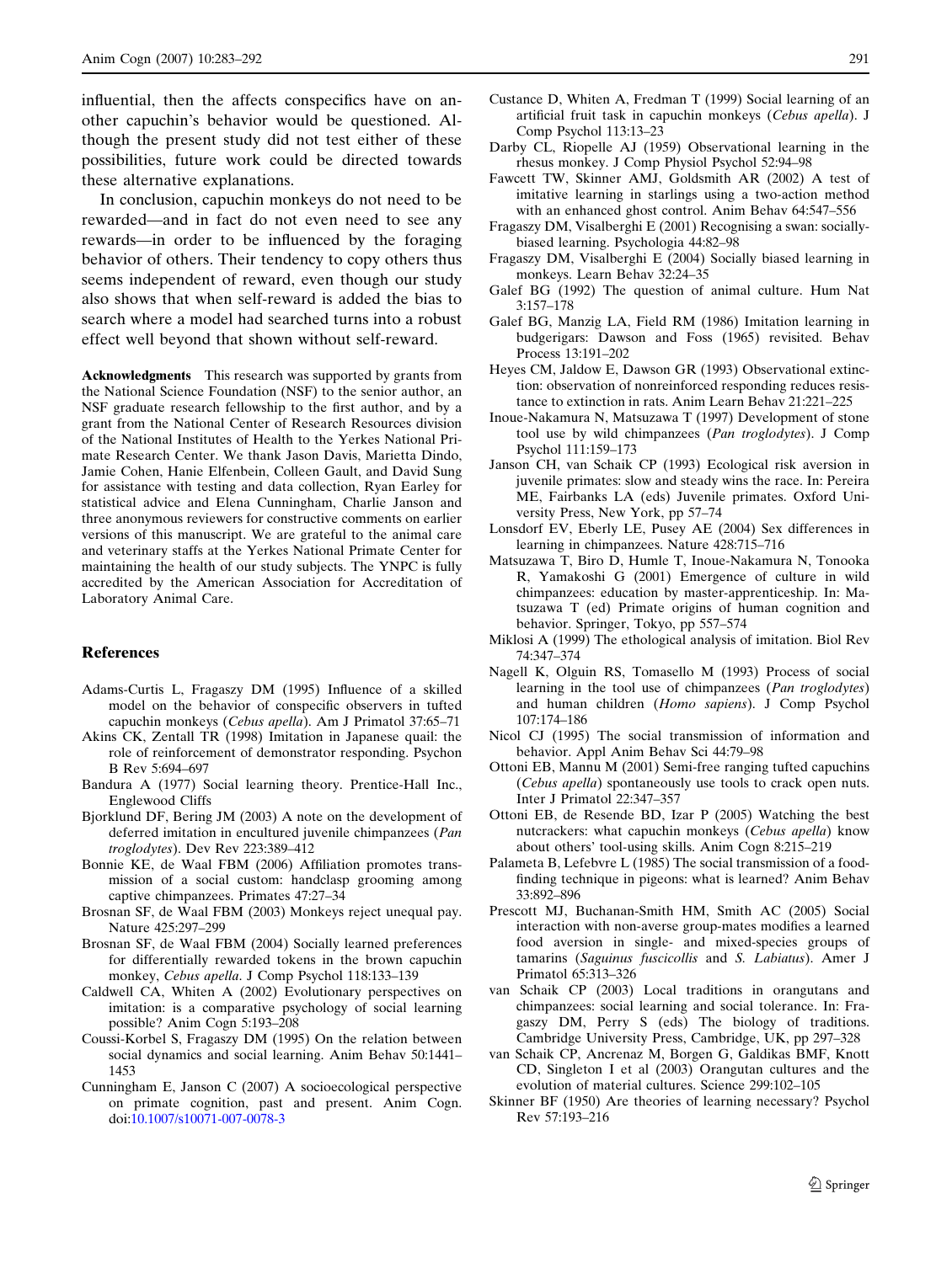influential, then the affects conspecifics have on another capuchin's behavior would be questioned. Although the present study did not test either of these possibilities, future work could be directed towards these alternative explanations.

In conclusion, capuchin monkeys do not need to be rewarded—and in fact do not even need to see any rewards—in order to be influenced by the foraging behavior of others. Their tendency to copy others thus seems independent of reward, even though our study also shows that when self-reward is added the bias to search where a model had searched turns into a robust effect well beyond that shown without self-reward.

**Acknowledgments** This research was supported by grants from the National Science Foundation (NSF) to the senior author, an NSF graduate research fellowship to the first author, and by a grant from the National Center of Research Resources division of the National Institutes of Health to the Yerkes National Primate Research Center. We thank Jason Davis, Marietta Dindo, Jamie Cohen, Hanie Elfenbein, Colleen Gault, and David Sung for assistance with testing and data collection, Ryan Earley for statistical advice and Elena Cunningham, Charlie Janson and three anonymous reviewers for constructive comments on earlier versions of this manuscript. We are grateful to the animal care and veterinary staffs at the Yerkes National Primate Center for maintaining the health of our study subjects. The YNPC is fully accredited by the American Association for Accreditation of Laboratory Animal Care.

## References

Adams-Curtis L, Fragaszy DM (1995) Influence of a skilled model on the behavior of conspecific observers in tufted capuchin monkeys (*Cebus apella*). Am J Primatol 37:65–71

Akins CK, Zentall TR (1998) Imitation in Japanese quail: the role of reinforcement of demonstrator responding. Psychon B Rev 5:694–697

Bandura A (1977) Social learning theory. Prentice-Hall Inc., Englewood Cliffs

Bjorklund DF, Bering JM (2003) A note on the development of deferred imitation in encultured juvenile chimpanzees (*Pan troglodytes*). Dev Rev 223:389–412

Bonnie KE, de Waal FBM (2006) Affiliation promotes transmission of a social custom: handclasp grooming among captive chimpanzees. Primates 47:27–34

Brosnan SF, de Waal FBM (2003) Monkeys reject unequal pay. Nature 425:297–299

Brosnan SF, de Waal FBM (2004) Socially learned preferences for differentially rewarded tokens in the brown capuchin monkey, *Cebus apella*. J Comp Psychol 118:133–139

Caldwell CA, Whiten A (2002) Evolutionary perspectives on imitation: is a comparative psychology of social learning possible? Anim Cogn 5:193–208

Coussi-Korbel S, Fragaszy DM (1995) On the relation between social dynamics and social learning. Anim Behav 50:1441–1453

Cunningham E, Janson C (2007) A socioecological perspective on primate cognition, past and present. Anim Cogn. doi:10.1007/s10071-007-0078-3

Custance D, Whiten A, Fredman T (1999) Social learning of an artificial fruit task in capuchin monkeys (*Cebus apella*). J Comp Psychol 113:13–23

Darby CL, Riopelle AJ (1959) Observational learning in the rhesus monkey. J Comp Physiol Psychol 52:94–98

Fawcett TW, Skinner AMJ, Goldsmith AR (2002) A test of imitative learning in starlings using a two-action method with an enhanced ghost control. Anim Behav 64:547–556

Fragaszy DM, Visalberghi E (2001) Recognising a swan: socially-biased learning. Psychologia 44:82–98

Fragaszy DM, Visalberghi E (2004) Socially biased learning in monkeys. Learn Behav 32:24–35

Galef BG (1992) The question of animal culture. Hum Nat 3:157–178

Galef BG, Manzig LA, Field RM (1986) Imitation learning in budgerigars: Dawson and Foss (1965) revisited. Behav Process 13:191–202

Heyes CM, Jaldow E, Dawson GR (1993) Observational extinction: observation of nonreinforced responding reduces resistance to extinction in rats. Anim Learn Behav 21:221–225

Inoue-Nakamura N, Matsuzawa T (1997) Development of stone tool use by wild chimpanzees (*Pan troglodytes*). J Comp Psychol 111:159–173

Janson CH, van Schaik CP (1993) Ecological risk aversion in juvenile primates: slow and steady wins the race. In: Pereira ME, Fairbanks LA (eds) Juvenile primates. Oxford University Press, New York, pp 57–74

Lonsdorf EV, Eberly LE, Pusey AE (2004) Sex differences in learning in chimpanzees. Nature 428:715–716

Matsuzawa T, Biro D, Humle T, Inoue-Nakamura N, Tonooka R, Yamakoshi G (2001) Emergence of culture in wild chimpanzees: education by master-apprenticeship. In: Matsuzawa T (ed) Primate origins of human cognition and behavior. Springer, Tokyo, pp 557–574

Miklosi A (1999) The ethological analysis of imitation. Biol Rev 74:347–374

Nagell K, Olguin RS, Tomasello M (1993) Process of social learning in the tool use of chimpanzees (*Pan troglodytes*) and human children (*Homo sapiens*). J Comp Psychol 107:174–186

Nicol CJ (1995) The social transmission of information and behavior. Appl Anim Behav Sci 44:79–98

Ottoni EB, Mannu M (2001) Semi-free ranging tufted capuchins (*Cebus apella*) spontaneously use tools to crack open nuts. Inter J Primatol 22:347–357

Ottoni EB, de Resende BD, Izar P (2005) Watching the best nutcrackers: what capuchin monkeys (*Cebus apella*) know about others' tool-using skills. Anim Cogn 8:215–219

Palameta B, Lefebvre L (1985) The social transmission of a food-finding technique in pigeons: what is learned? Anim Behav 33:892–896

Prescott MJ, Buchanan-Smith HM, Smith AC (2005) Social interaction with non-averse group-mates modifies a learned food aversion in single- and mixed-species groups of tamarins (*Saguinus fuscicollis* and *S. Labiatus*). Amer J Primatol 65:313–326

van Schaik CP (2003) Local traditions in orangutans and chimpanzees: social learning and social tolerance. In: Fragaszy DM, Perry S (eds) The biology of traditions. Cambridge University Press, Cambridge, UK, pp 297–328

van Schaik CP, Ancrenaz M, Borgen G, Galdikas BMF, Knott CD, Singleton I et al (2003) Orangutan cultures and the evolution of material cultures. Science 299:102–105

Skinner BF (1950) Are theories of learning necessary? Psychol Rev 57:193–216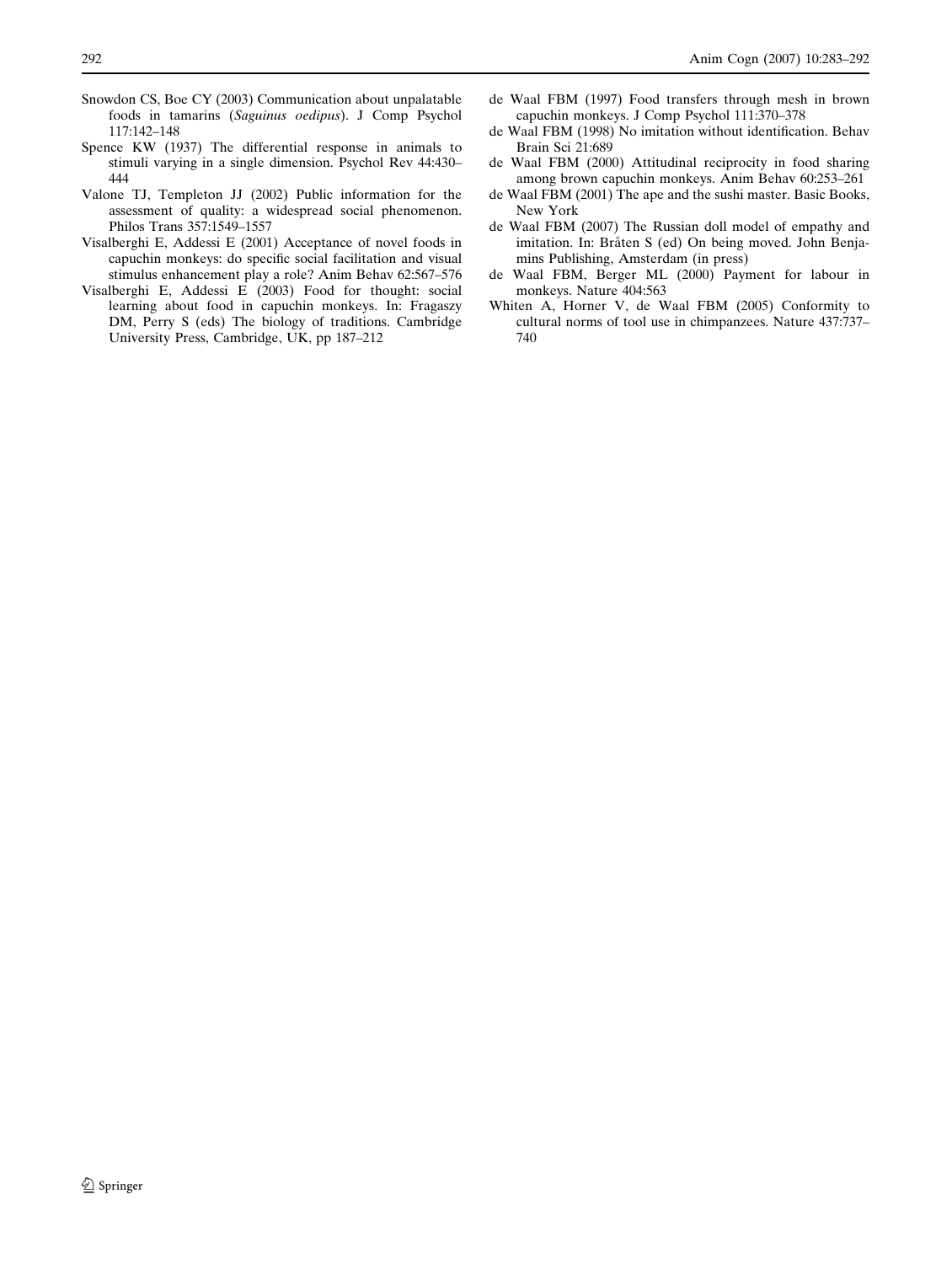Snowdon CS, Boe CY (2003) Communication about unpalatable foods in tamarins (*Saguinus oedipus*). J Comp Psychol 117:142–148

Spence KW (1937) The differential response in animals to stimuli varying in a single dimension. Psychol Rev 44:430–444

Valone TJ, Templeton JJ (2002) Public information for the assessment of quality: a widespread social phenomenon. Philos Trans 357:1549–1557

Visalberghi E, Addessi E (2001) Acceptance of novel foods in capuchin monkeys: do specific social facilitation and visual stimulus enhancement play a role? Anim Behav 62:567–576

Visalberghi E, Addessi E (2003) Food for thought: social learning about food in capuchin monkeys. In: Fragaszy DM, Perry S (eds) The biology of traditions. Cambridge University Press, Cambridge, UK, pp 187–212

de Waal FBM (1997) Food transfers through mesh in brown capuchin monkeys. J Comp Psychol 111:370–378

de Waal FBM (1998) No imitation without identification. Behav Brain Sci 21:689

de Waal FBM (2000) Attitudinal reciprocity in food sharing among brown capuchin monkeys. Anim Behav 60:253–261

de Waal FBM (2001) The ape and the sushi master. Basic Books, New York

de Waal FBM (2007) The Russian doll model of empathy and imitation. In: Bråten S (ed) On being moved. John Benjamins Publishing, Amsterdam (in press)

de Waal FBM, Berger ML (2000) Payment for labour in monkeys. Nature 404:563

Whiten A, Horner V, de Waal FBM (2005) Conformity to cultural norms of tool use in chimpanzees. Nature 437:737–740